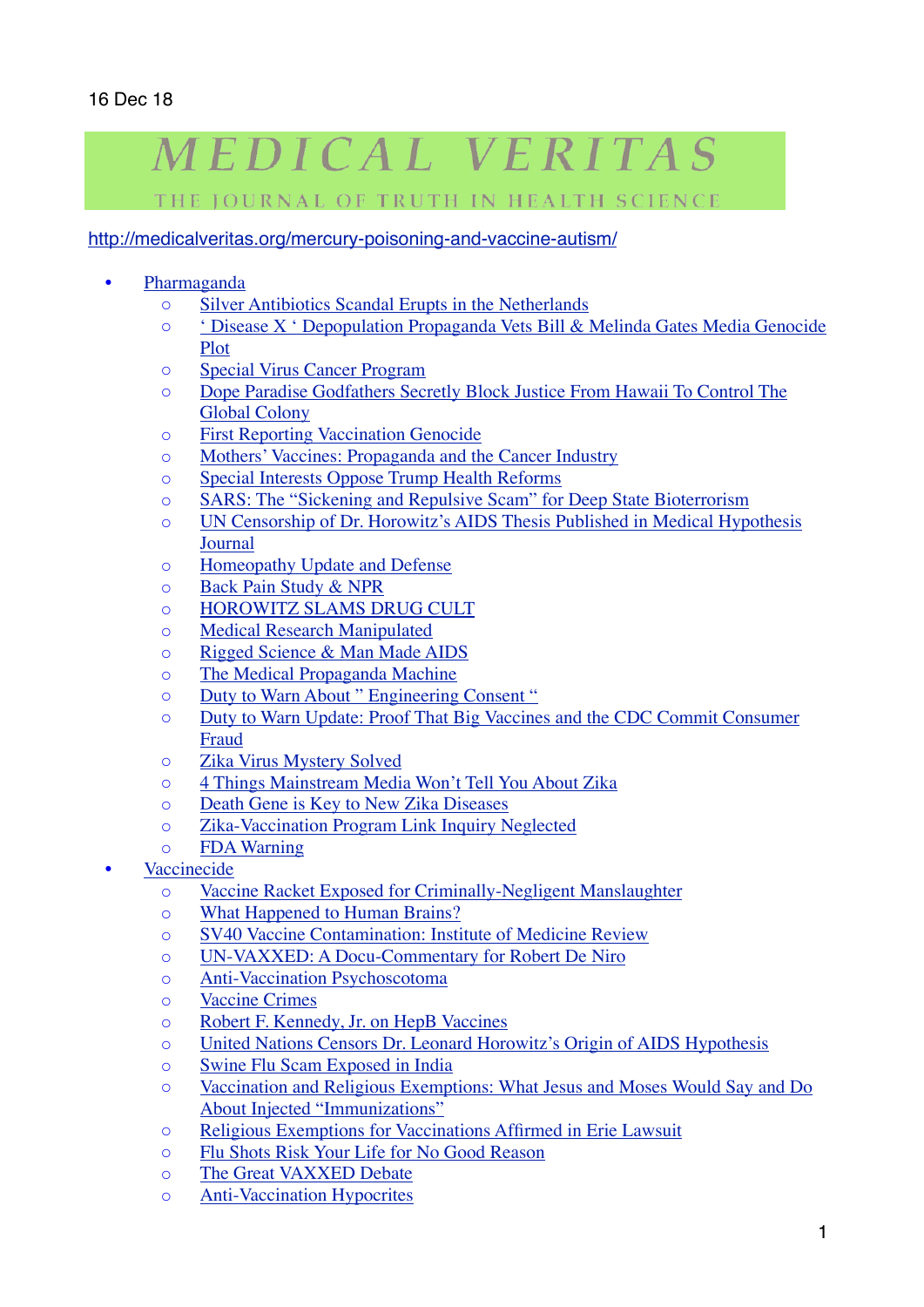16 Dec 18

# MEDICAL VERITAS

THE JOURNAL OF TRUTH IN HEALTH SCIENCE

http://medicalveritas.org/mercury-poisoning-and-vaccine-autism/

- Pharmaganda
    - Silver Antibiotics Scandal Erupts in the Netherlands
    - ' Disease X ' Depopulation Propaganda Vets Bill & Melinda Gates Media Genocide Plot
    - Special Virus Cancer Program
    - Dope Paradise Godfathers Secretly Block Justice From Hawaii To Control The Global Colony
    - First Reporting Vaccination Genocide
    - Mothers' Vaccines: Propaganda and the Cancer Industry
    - Special Interests Oppose Trump Health Reforms
    - SARS: The "Sickening and Repulsive Scam" for Deep State Bioterrorism
    - UN Censorship of Dr. Horowitz's AIDS Thesis Published in Medical Hypothesis Journal
    - Homeopathy Update and Defense
    - Back Pain Study & NPR
    - HOROWITZ SLAMS DRUG CULT
    - Medical Research Manipulated
    - Rigged Science & Man Made AIDS
    - The Medical Propaganda Machine
    - Duty to Warn About " Engineering Consent "
    - Duty to Warn Update: Proof That Big Vaccines and the CDC Commit Consumer Fraud
    - Zika Virus Mystery Solved
    - 4 Things Mainstream Media Won't Tell You About Zika
    - Death Gene is Key to New Zika Diseases
    - Zika-Vaccination Program Link Inquiry Neglected
    - FDA Warning
- Vaccinecide
    - Vaccine Racket Exposed for Criminally-Negligent Manslaughter
    - What Happened to Human Brains?
    - SV40 Vaccine Contamination: Institute of Medicine Review
    - UN-VAXXED: A Docu-Commentary for Robert De Niro
    - Anti-Vaccination Psychoscotoma
    - Vaccine Crimes
    - Robert F. Kennedy, Jr. on HepB Vaccines
    - United Nations Censors Dr. Leonard Horowitz's Origin of AIDS Hypothesis
    - Swine Flu Scam Exposed in India
    - Vaccination and Religious Exemptions: What Jesus and Moses Would Say and Do About Injected "Immunizations"
    - Religious Exemptions for Vaccinations Affirmed in Erie Lawsuit
    - Flu Shots Risk Your Life for No Good Reason
    - The Great VAXXED Debate
    - Anti-Vaccination Hypocrites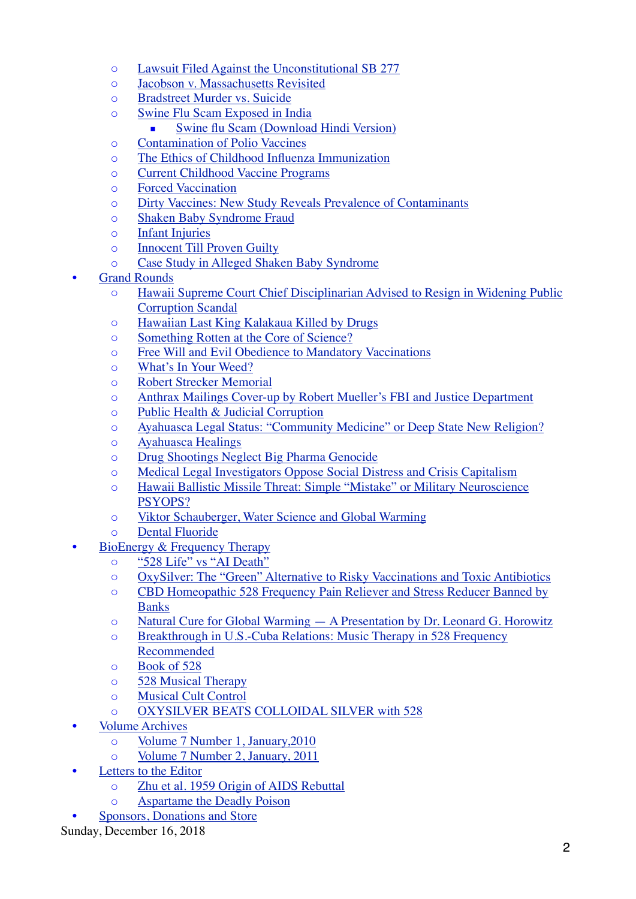- Lawsuit Filed Against the Unconstitutional SB 277
    - Jacobson v. Massachusetts Revisited
    - Bradstreet Murder vs. Suicide
    - Swine Flu Scam Exposed in India
        - Swine flu Scam (Download Hindi Version)
    - Contamination of Polio Vaccines
    - The Ethics of Childhood Influenza Immunization
    - Current Childhood Vaccine Programs
    - Forced Vaccination
    - Dirty Vaccines: New Study Reveals Prevalence of Contaminants
    - Shaken Baby Syndrome Fraud
    - Infant Injuries
    - Innocent Till Proven Guilty
    - Case Study in Alleged Shaken Baby Syndrome
- Grand Rounds
    - Hawaii Supreme Court Chief Disciplinarian Advised to Resign in Widening Public Corruption Scandal
    - Hawaiian Last King Kalakaua Killed by Drugs
    - Something Rotten at the Core of Science?
    - Free Will and Evil Obedience to Mandatory Vaccinations
    - What's In Your Weed?
    - Robert Strecker Memorial
    - Anthrax Mailings Cover-up by Robert Mueller's FBI and Justice Department
    - Public Health & Judicial Corruption
    - Ayahuasca Legal Status: "Community Medicine" or Deep State New Religion?
    - Ayahuasca Healings
    - Drug Shootings Neglect Big Pharma Genocide
    - Medical Legal Investigators Oppose Social Distress and Crisis Capitalism
    - Hawaii Ballistic Missile Threat: Simple "Mistake" or Military Neuroscience PSYOPS?
    - Viktor Schauberger, Water Science and Global Warming
    - Dental Fluoride
- BioEnergy & Frequency Therapy
    - "528 Life" vs "AI Death"
    - OxySilver: The "Green" Alternative to Risky Vaccinations and Toxic Antibiotics
    - CBD Homeopathic 528 Frequency Pain Reliever and Stress Reducer Banned by Banks
    - Natural Cure for Global Warming — A Presentation by Dr. Leonard G. Horowitz
    - Breakthrough in U.S.-Cuba Relations: Music Therapy in 528 Frequency Recommended
    - Book of 528
    - 528 Musical Therapy
    - Musical Cult Control
    - OXYSILVER BEATS COLLOIDAL SILVER with 528
- Volume Archives
    - Volume 7 Number 1, January,2010
    - Volume 7 Number 2, January, 2011
- Letters to the Editor
    - Zhu et al. 1959 Origin of AIDS Rebuttal
    - Aspartame the Deadly Poison
- Sponsors, Donations and Store

Sunday, December 16, 2018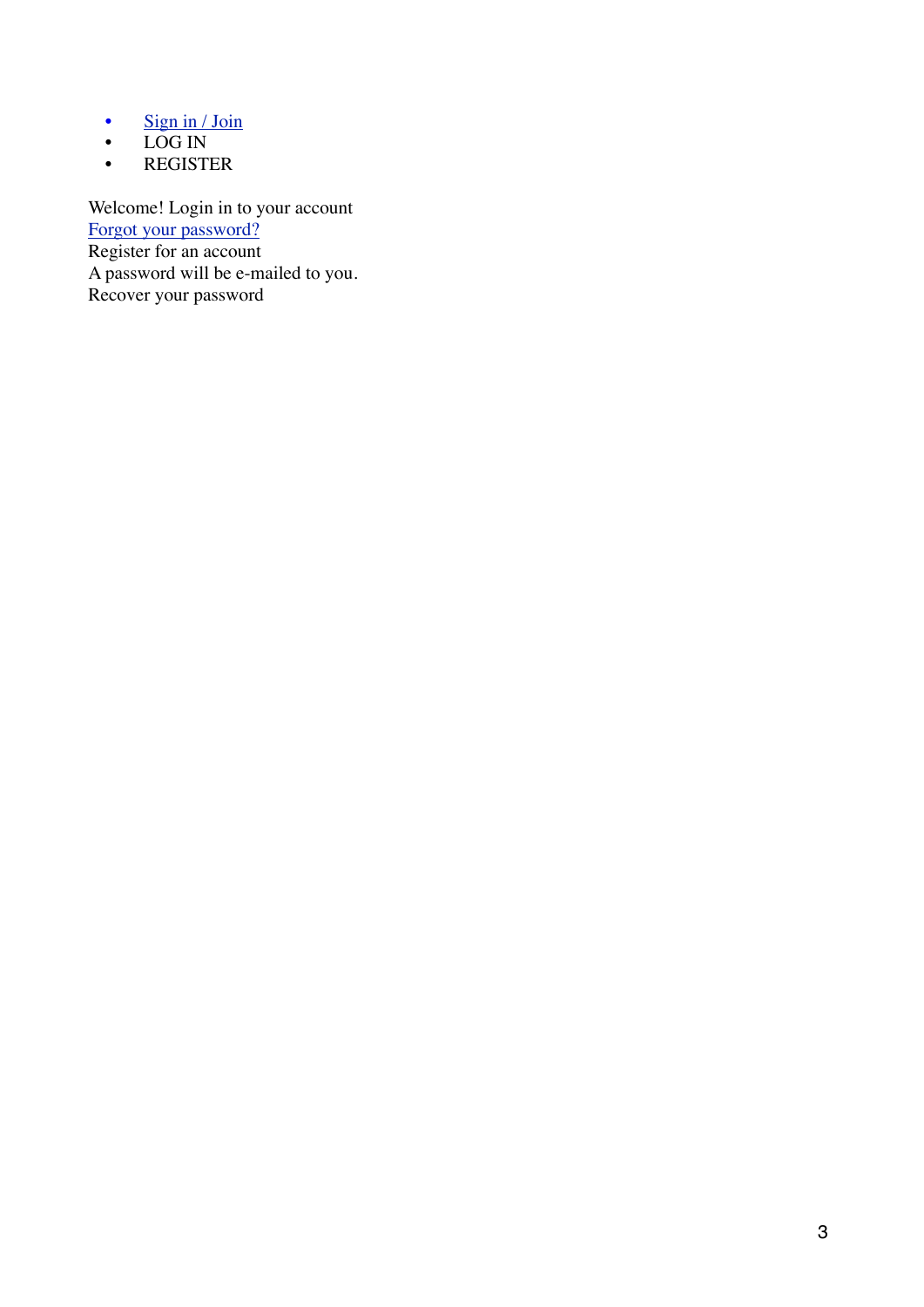- Sign in / Join
- LOG IN
- REGISTER

Welcome! Login in to your account
Forgot your password?
Register for an account
A password will be e-mailed to you.
Recover your password